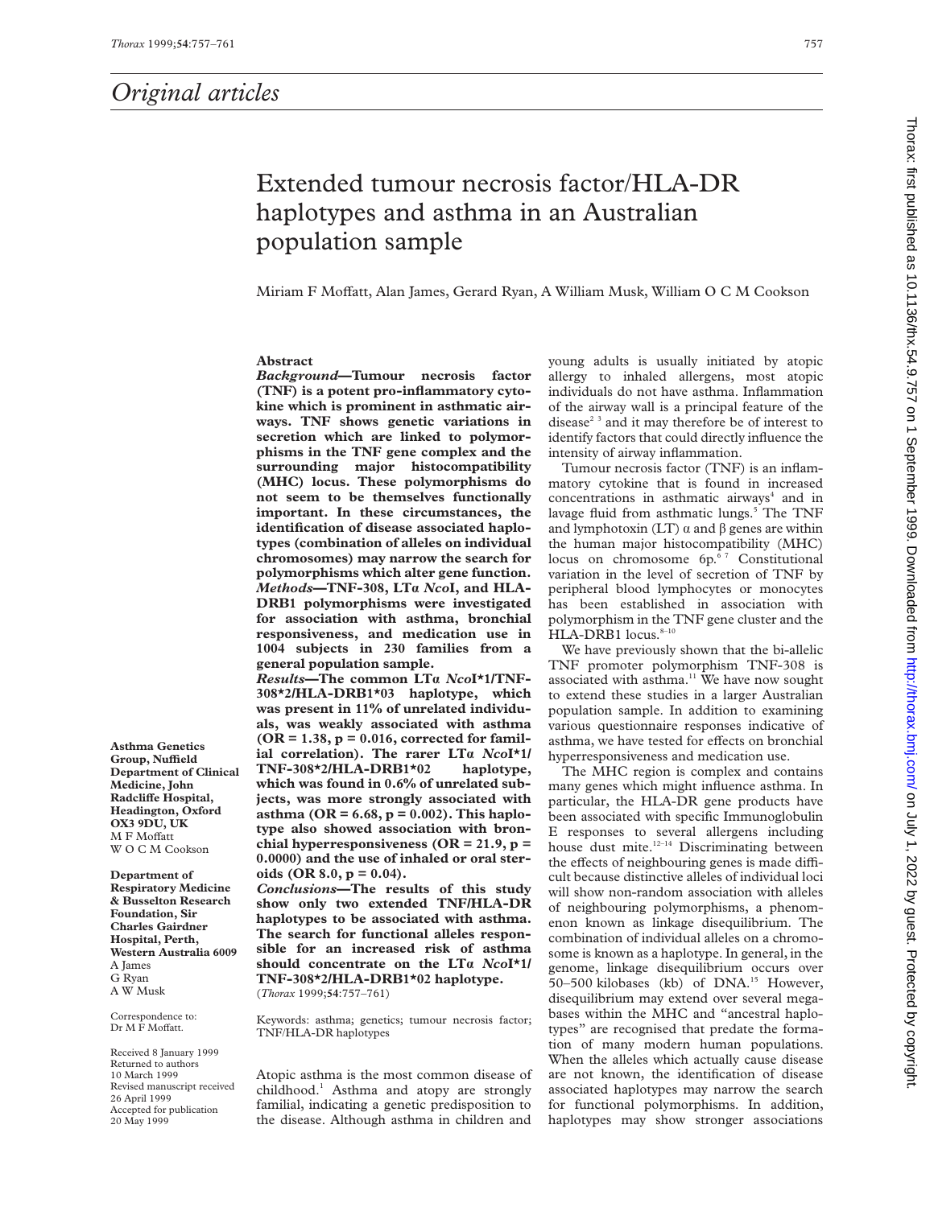# Original articles

# Extended tumour necrosis factor/HLA-DR haplotypes and asthma in an Australian population sample

Miriam F Moffatt, Alan James, Gerard Ryan, A William Musk, William O C M Cookson

Asthma Genetics Group, Nuffield Department of Clinical Medicine, John Radcliffe Hospital, Headington, Oxford OX3 9DU, UK
M F Moffatt
W O C M Cookson

Department of Respiratory Medicine & Busselton Research Foundation, Sir Charles Gairdner Hospital, Perth, Western Australia 6009
A James
G Ryan
A W Musk

Correspondence to: Dr M F Moffatt.

Received 8 January 1999
Returned to authors 10 March 1999
Revised manuscript received 26 April 1999
Accepted for publication 20 May 1999

## Abstract

***Background*—Tumour necrosis factor (TNF) is a potent pro-inflammatory cytokine which is prominent in asthmatic airways. TNF shows genetic variations in secretion which are linked to polymorphisms in the TNF gene complex and the surrounding major histocompatibility (MHC) locus. These polymorphisms do not seem to be themselves functionally important. In these circumstances, the identification of disease associated haplotypes (combination of alleles on individual chromosomes) may narrow the search for polymorphisms which alter gene function.**

***Methods*—TNF-308, LTα *Nco*I, and HLA-DRB1 polymorphisms were investigated for association with asthma, bronchial responsiveness, and medication use in 1004 subjects in 230 families from a general population sample.**

***Results*—The common LTα *Nco*I\*1/TNF-308\*2/HLA-DRB1\*03 haplotype, which was present in 11% of unrelated individuals, was weakly associated with asthma (OR = 1.38, p = 0.016, corrected for familial correlation). The rarer LTα *Nco*I\*1/TNF-308\*2/HLA-DRB1\*02 haplotype, which was found in 0.6% of unrelated subjects, was more strongly associated with asthma (OR = 6.68, p = 0.002). This haplotype also showed association with bronchial hyperresponsiveness (OR = 21.9, p = 0.0000) and the use of inhaled or oral steroids (OR 8.0, p = 0.04).**

***Conclusions*—The results of this study show only two extended TNF/HLA-DR haplotypes to be associated with asthma. The search for functional alleles responsible for an increased risk of asthma should concentrate on the LTα *Nco*I\*1/TNF-308\*2/HLA-DRB1\*02 haplotype.**

(*Thorax* 1999;**54**:757–761)

Keywords: asthma; genetics; tumour necrosis factor; TNF/HLA-DR haplotypes

Atopic asthma is the most common disease of childhood.[1] Asthma and atopy are strongly familial, indicating a genetic predisposition to the disease. Although asthma in children and young adults is usually initiated by atopic allergy to inhaled allergens, most atopic individuals do not have asthma. Inflammation of the airway wall is a principal feature of the disease[2,3] and it may therefore be of interest to identify factors that could directly influence the intensity of airway inflammation.

Tumour necrosis factor (TNF) is an inflammatory cytokine that is found in increased concentrations in asthmatic airways[4] and in lavage fluid from asthmatic lungs.[5] The TNF and lymphotoxin (LT) α and β genes are within the human major histocompatibility (MHC) locus on chromosome 6p.[6,7] Constitutional variation in the level of secretion of TNF by peripheral blood lymphocytes or monocytes has been established in association with polymorphism in the TNF gene cluster and the HLA-DRB1 locus.[8–10]

We have previously shown that the bi-allelic TNF promoter polymorphism TNF-308 is associated with asthma.[11] We have now sought to extend these studies in a larger Australian population sample. In addition to examining various questionnaire responses indicative of asthma, we have tested for effects on bronchial hyperresponsiveness and medication use.

The MHC region is complex and contains many genes which might influence asthma. In particular, the HLA-DR gene products have been associated with specific Immunoglobulin E responses to several allergens including house dust mite.[12–14] Discriminating between the effects of neighbouring genes is made difficult because distinctive alleles of individual loci will show non-random association with alleles of neighbouring polymorphisms, a phenomenon known as linkage disequilibrium. The combination of individual alleles on a chromosome is known as a haplotype. In general, in the genome, linkage disequilibrium occurs over 50–500 kilobases (kb) of DNA.[15] However, disequilibrium may extend over several megabases within the MHC and "ancestral haplotypes" are recognised that predate the formation of many modern human populations. When the alleles which actually cause disease are not known, the identification of disease associated haplotypes may narrow the search for functional polymorphisms. In addition, haplotypes may show stronger associations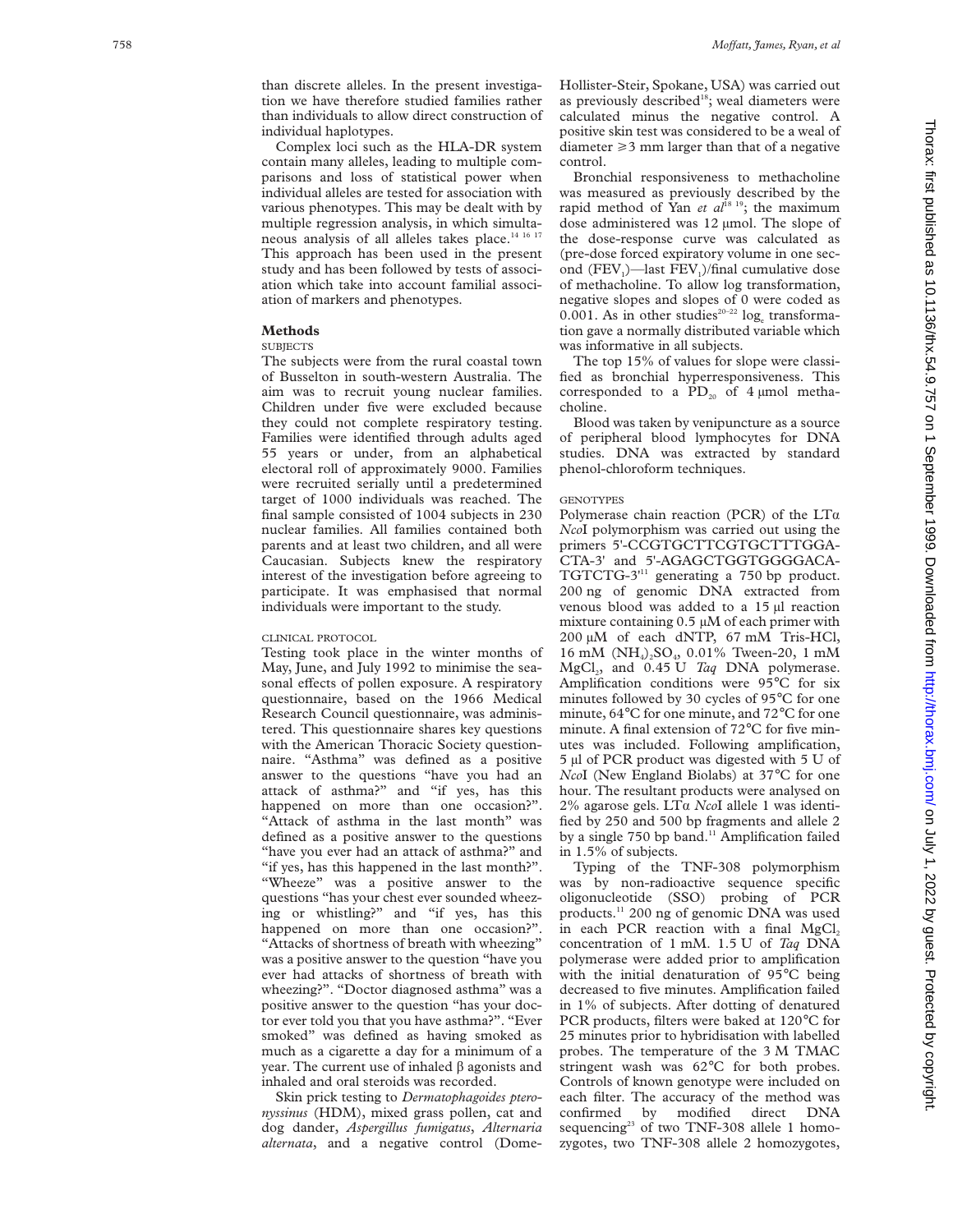than discrete alleles. In the present investigation we have therefore studied families rather than individuals to allow direct construction of individual haplotypes.

Complex loci such as the HLA-DR system contain many alleles, leading to multiple comparisons and loss of statistical power when individual alleles are tested for association with various phenotypes. This may be dealt with by multiple regression analysis, in which simultaneous analysis of all alleles takes place.[14 16 17] This approach has been used in the present study and has been followed by tests of association which take into account familial association of markers and phenotypes.

## Methods

### SUBJECTS

The subjects were from the rural coastal town of Busselton in south-western Australia. The aim was to recruit young nuclear families. Children under five were excluded because they could not complete respiratory testing. Families were identified through adults aged 55 years or under, from an alphabetical electoral roll of approximately 9000. Families were recruited serially until a predetermined target of 1000 individuals was reached. The final sample consisted of 1004 subjects in 230 nuclear families. All families contained both parents and at least two children, and all were Caucasian. Subjects knew the respiratory interest of the investigation before agreeing to participate. It was emphasised that normal individuals were important to the study.

### CLINICAL PROTOCOL

Testing took place in the winter months of May, June, and July 1992 to minimise the seasonal effects of pollen exposure. A respiratory questionnaire, based on the 1966 Medical Research Council questionnaire, was administered. This questionnaire shares key questions with the American Thoracic Society questionnaire. "Asthma" was defined as a positive answer to the questions "have you had an attack of asthma?" and "if yes, has this happened on more than one occasion?". "Attack of asthma in the last month" was defined as a positive answer to the questions "have you ever had an attack of asthma?" and "if yes, has this happened in the last month?". "Wheeze" was a positive answer to the questions "has your chest ever sounded wheezing or whistling?" and "if yes, has this happened on more than one occasion?". "Attacks of shortness of breath with wheezing" was a positive answer to the question "have you ever had attacks of shortness of breath with wheezing?". "Doctor diagnosed asthma" was a positive answer to the question "has your doctor ever told you that you have asthma?". "Ever smoked" was defined as having smoked as much as a cigarette a day for a minimum of a year. The current use of inhaled β agonists and inhaled and oral steroids was recorded.

Skin prick testing to *Dermatophagoides pteronyssinus* (HDM), mixed grass pollen, cat and dog dander, *Aspergillus fumigatus*, *Alternaria alternata*, and a negative control (Dome-Hollister-Steir, Spokane, USA) was carried out as previously described[18]; weal diameters were calculated minus the negative control. A positive skin test was considered to be a weal of diameter ≥3 mm larger than that of a negative control.

Bronchial responsiveness to methacholine was measured as previously described by the rapid method of Yan *et al*[18 19]; the maximum dose administered was 12 μmol. The slope of the dose-response curve was calculated as (pre-dose forced expiratory volume in one second ($FEV_1$)—last $FEV_1$)/final cumulative dose of methacholine. To allow log transformation, negative slopes and slopes of 0 were coded as 0.001. As in other studies[20–22] $\log_e$ transformation gave a normally distributed variable which was informative in all subjects.

The top 15% of values for slope were classified as bronchial hyperresponsiveness. This corresponded to a $PD_{20}$ of 4 μmol methacholine.

Blood was taken by venipuncture as a source of peripheral blood lymphocytes for DNA studies. DNA was extracted by standard phenol-chloroform techniques.

### GENOTYPES

Polymerase chain reaction (PCR) of the LTα *Nco*I polymorphism was carried out using the primers 5'-CCGTGCTTCGTGCTTTGGACTA-3' and 5'-AGAGCTGGTGGGGACATGTCTG-3'[11] generating a 750 bp product. 200 ng of genomic DNA extracted from venous blood was added to a 15 μl reaction mixture containing 0.5 μM of each primer with 200 μM of each dNTP, 67 mM Tris-HCl, 16 mM $(NH_4)_2SO_4$, 0.01% Tween-20, 1 mM $MgCl_2$, and 0.45 U *Taq* DNA polymerase. Amplification conditions were 95°C for six minutes followed by 30 cycles of 95°C for one minute, 64°C for one minute, and 72°C for one minute. A final extension of 72°C for five minutes was included. Following amplification, 5 μl of PCR product was digested with 5 U of *Nco*I (New England Biolabs) at 37°C for one hour. The resultant products were analysed on 2% agarose gels. LTα *Nco*I allele 1 was identified by 250 and 500 bp fragments and allele 2 by a single 750 bp band.[11] Amplification failed in 1.5% of subjects.

Typing of the TNF-308 polymorphism was by non-radioactive sequence specific oligonucleotide (SSO) probing of PCR products.[11] 200 ng of genomic DNA was used in each PCR reaction with a final $MgCl_2$ concentration of 1 mM. 1.5 U of *Taq* DNA polymerase were added prior to amplification with the initial denaturation of 95°C being decreased to five minutes. Amplification failed in 1% of subjects. After dotting of denatured PCR products, filters were baked at 120°C for 25 minutes prior to hybridisation with labelled probes. The temperature of the 3 M TMAC stringent wash was 62°C for both probes. Controls of known genotype were included on each filter. The accuracy of the method was confirmed by modified direct DNA sequencing[23] of two TNF-308 allele 1 homozygotes, two TNF-308 allele 2 homozygotes,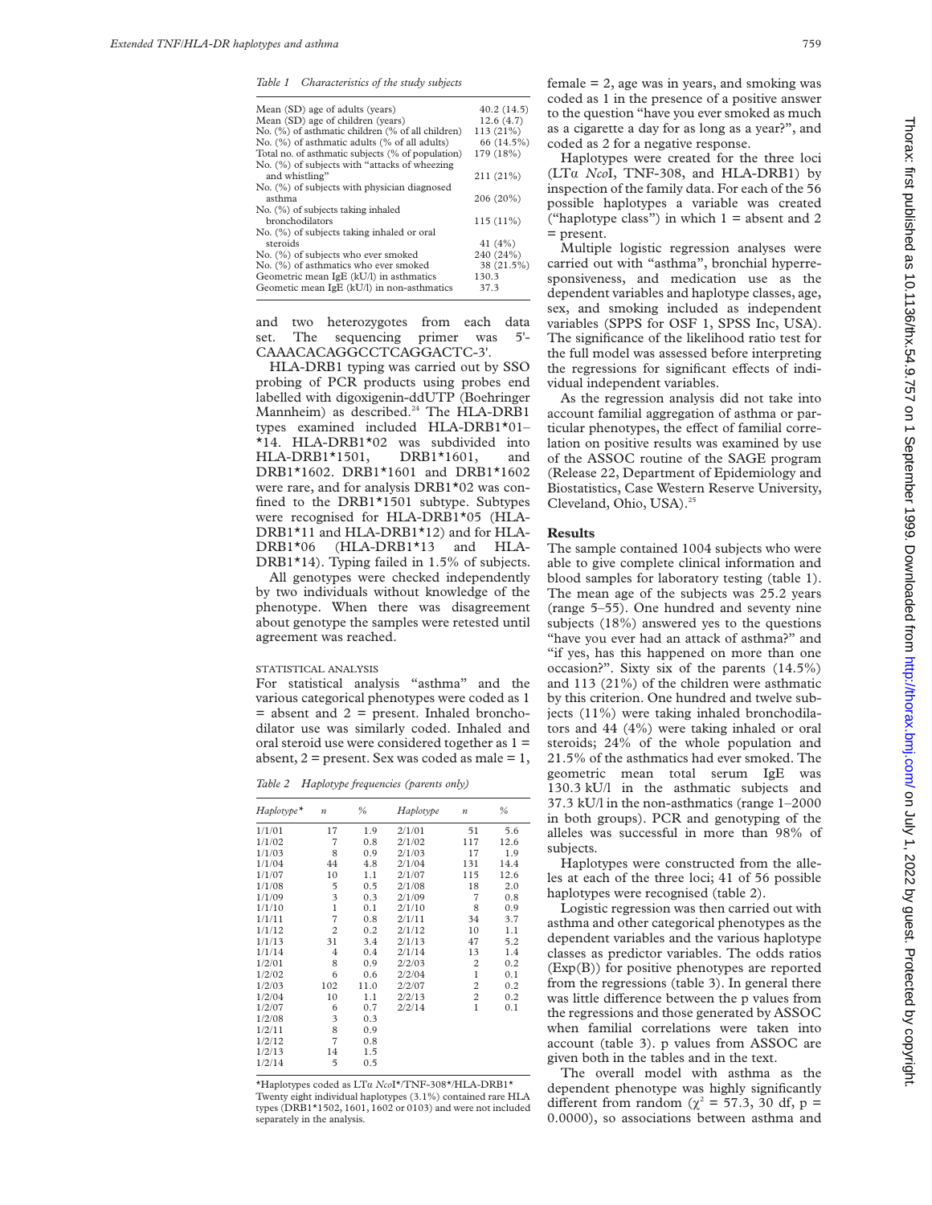*Table 1 Characteristics of the study subjects*

| | |
|---|---|
| Mean (SD) age of adults (years) | 40.2 (14.5) |
| Mean (SD) age of children (years) | 12.6 (4.7) |
| No. (%) of asthmatic children (% of all children) | 113 (21%) |
| No. (%) of asthmatic adults (% of all adults) | 66 (14.5%) |
| Total no. of asthmatic subjects (% of population) | 179 (18%) |
| No. (%) of subjects with "attacks of wheezing and whistling" | 211 (21%) |
| No. (%) of subjects with physician diagnosed asthma | 206 (20%) |
| No. (%) of subjects taking inhaled bronchodilators | 115 (11%) |
| No. (%) of subjects taking inhaled or oral steroids | 41 (4%) |
| No. (%) of subjects who ever smoked | 240 (24%) |
| No. (%) of asthmatics who ever smoked | 38 (21.5%) |
| Geometric mean IgE (kU/l) in asthmatics | 130.3 |
| Geometric mean IgE (kU/l) in non-asthmatics | 37.3 |

and two heterozygotes from each data set. The sequencing primer was 5'-CAAACACAGGCCTCAGGACTC-3'.

HLA-DRB1 typing was carried out by SSO probing of PCR products using probes end labelled with digoxigenin-ddUTP (Boehringer Mannheim) as described.[24] The HLA-DRB1 types examined included HLA-DRB1*01–*14. HLA-DRB1*02 was subdivided into HLA-DRB1*1501, DRB1*1601, and DRB1*1602. DRB1*1601 and DRB1*1602 were rare, and for analysis DRB1*02 was confined to the DRB1*1501 subtype. Subtypes were recognised for HLA-DRB1*05 (HLA-DRB1*11 and HLA-DRB1*12) and for HLA-DRB1*06 (HLA-DRB1*13 and HLA-DRB1*14). Typing failed in 1.5% of subjects.

All genotypes were checked independently by two individuals without knowledge of the phenotype. When there was disagreement about genotype the samples were retested until agreement was reached.

### STATISTICAL ANALYSIS

For statistical analysis "asthma" and the various categorical phenotypes were coded as 1 = absent and 2 = present. Inhaled bronchodilator use was similarly coded. Inhaled and oral steroid use were considered together as 1 = absent, 2 = present. Sex was coded as male = 1, female = 2, age was in years, and smoking was coded as 1 in the presence of a positive answer to the question "have you ever smoked as much as a cigarette a day for as long as a year?", and coded as 2 for a negative response.

Haplotypes were created for the three loci (LTα *Nco*I, TNF-308, and HLA-DRB1) by inspection of the family data. For each of the 56 possible haplotypes a variable was created ("haplotype class") in which 1 = absent and 2 = present.

Multiple logistic regression analyses were carried out with "asthma", bronchial hyperresponsiveness, and medication use as the dependent variables and haplotype classes, age, sex, and smoking included as independent variables (SPPS for OSF 1, SPSS Inc, USA). The significance of the likelihood ratio test for the full model was assessed before interpreting the regressions for significant effects of individual independent variables.

As the regression analysis did not take into account familial aggregation of asthma or particular phenotypes, the effect of familial correlation on positive results was examined by use of the ASSOC routine of the SAGE program (Release 22, Department of Epidemiology and Biostatistics, Case Western Reserve University, Cleveland, Ohio, USA).[25]

*Table 2 Haplotype frequencies (parents only)*

| Haplotype* | n | % | Haplotype | n | % |
|---|---|---|---|---|---|
| 1/1/01 | 17 | 1.9 | 2/1/01 | 51 | 5.6 |
| 1/1/02 | 7 | 0.8 | 2/1/02 | 117 | 12.6 |
| 1/1/03 | 8 | 0.9 | 2/1/03 | 17 | 1.9 |
| 1/1/04 | 44 | 4.8 | 2/1/04 | 131 | 14.4 |
| 1/1/07 | 10 | 1.1 | 2/1/07 | 115 | 12.6 |
| 1/1/08 | 5 | 0.5 | 2/1/08 | 18 | 2.0 |
| 1/1/09 | 3 | 0.3 | 2/1/09 | 7 | 0.8 |
| 1/1/10 | 1 | 0.1 | 2/1/10 | 8 | 0.9 |
| 1/1/11 | 7 | 0.8 | 2/1/11 | 34 | 3.7 |
| 1/1/12 | 2 | 0.2 | 2/1/12 | 10 | 1.1 |
| 1/1/13 | 31 | 3.4 | 2/1/13 | 47 | 5.2 |
| 1/1/14 | 4 | 0.4 | 2/1/14 | 13 | 1.4 |
| 1/2/01 | 8 | 0.9 | 2/2/03 | 2 | 0.2 |
| 1/2/02 | 6 | 0.6 | 2/2/04 | 1 | 0.1 |
| 1/2/03 | 102 | 11.0 | 2/2/07 | 2 | 0.2 |
| 1/2/04 | 10 | 1.1 | 2/2/13 | 2 | 0.2 |
| 1/2/07 | 6 | 0.7 | 2/2/14 | 1 | 0.1 |
| 1/2/08 | 3 | 0.3 | | | |
| 1/2/11 | 8 | 0.9 | | | |
| 1/2/12 | 7 | 0.8 | | | |
| 1/2/13 | 14 | 1.5 | | | |
| 1/2/14 | 5 | 0.5 | | | |

*Haplotypes coded as LTα *Nco*I*/TNF-308*/HLA-DRB1*
Twenty eight individual haplotypes (3.1%) contained rare HLA types (DRB1*1502, 1601, 1602 or 0103) and were not included separately in the analysis.

## Results

The sample contained 1004 subjects who were able to give complete clinical information and blood samples for laboratory testing (table 1). The mean age of the subjects was 25.2 years (range 5–55). One hundred and seventy nine subjects (18%) answered yes to the questions "have you ever had an attack of asthma?" and "if yes, has this happened on more than one occasion?". Sixty six of the parents (14.5%) and 113 (21%) of the children were asthmatic by this criterion. One hundred and twelve subjects (11%) were taking inhaled bronchodilators and 44 (4%) were taking inhaled or oral steroids; 24% of the whole population and 21.5% of the asthmatics had ever smoked. The geometric mean total serum IgE was 130.3 kU/l in the asthmatic subjects and 37.3 kU/l in the non-asthmatics (range 1–2000 in both groups). PCR and genotyping of the alleles was successful in more than 98% of subjects.

Haplotypes were constructed from the alleles at each of the three loci; 41 of 56 possible haplotypes were recognised (table 2).

Logistic regression was then carried out with asthma and other categorical phenotypes as the dependent variables and the various haplotype classes as predictor variables. The odds ratios (Exp(B)) for positive phenotypes are reported from the regressions (table 3). In general there was little difference between the p values from the regressions and those generated by ASSOC when familial correlations were taken into account (table 3). p values from ASSOC are given both in the tables and in the text.

The overall model with asthma as the dependent phenotype was highly significantly different from random ($\chi^2$ = 57.3, 30 df, p = 0.0000), so associations between asthma and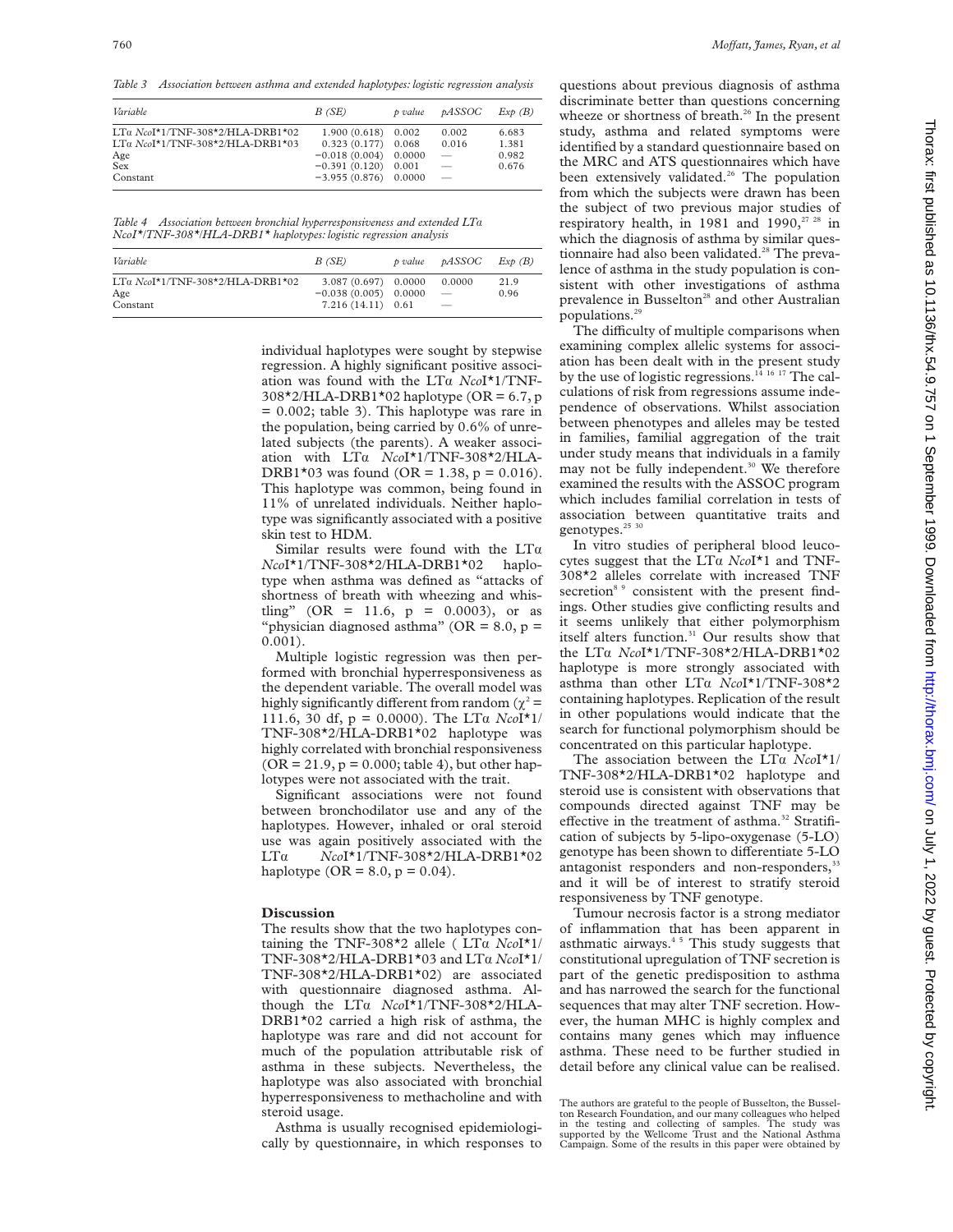*Table 3 Association between asthma and extended haplotypes: logistic regression analysis*

| *Variable* | *B (SE)* | *p value* | *pASSOC* | *Exp (B)* |
|---|---|---|---|---|
| LTα *Nco*I*1/TNF-308*2/HLA-DRB1*02 | 1.900 (0.618) | 0.002 | 0.002 | 6.683 |
| LTα *Nco*I*1/TNF-308*2/HLA-DRB1*03 | 0.323 (0.177) | 0.068 | 0.016 | 1.381 |
| Age | −0.018 (0.004) | 0.0000 | — | 0.982 |
| Sex | −0.391 (0.120) | 0.001 | — | 0.676 |
| Constant | −3.955 (0.876) | 0.0000 | — | |

*Table 4 Association between bronchial hyperresponsiveness and extended LTα NcoI*/TNF-308*/HLA-DRB1* haplotypes: logistic regression analysis*

| *Variable* | *B (SE)* | *p value* | *pASSOC* | *Exp (B)* |
|---|---|---|---|---|
| LTα *Nco*I*1/TNF-308*2/HLA-DRB1*02 | 3.087 (0.697) | 0.0000 | 0.0000 | 21.9 |
| Age | −0.038 (0.005) | 0.0000 | — | 0.96 |
| Constant | 7.216 (14.11) | 0.61 | — | |

individual haplotypes were sought by stepwise regression. A highly significant positive association was found with the LTα *Nco*I*1/TNF-308*2/HLA-DRB1*02 haplotype (OR = 6.7, p = 0.002; table 3). This haplotype was rare in the population, being carried by 0.6% of unrelated subjects (the parents). A weaker association with LTα *Nco*I*1/TNF-308*2/HLA-DRB1*03 was found (OR = 1.38, p = 0.016). This haplotype was common, being found in 11% of unrelated individuals. Neither haplotype was significantly associated with a positive skin test to HDM.

Similar results were found with the LTα *Nco*I*1/TNF-308*2/HLA-DRB1*02 haplotype when asthma was defined as "attacks of shortness of breath with wheezing and whistling" (OR = 11.6, p = 0.0003), or as "physician diagnosed asthma" (OR = 8.0, p = 0.001).

Multiple logistic regression was then performed with bronchial hyperresponsiveness as the dependent variable. The overall model was highly significantly different from random ($\chi^2$ = 111.6, 30 df, p = 0.0000). The LTα *Nco*I*1/TNF-308*2/HLA-DRB1*02 haplotype was highly correlated with bronchial responsiveness (OR = 21.9, p = 0.000; table 4), but other haplotypes were not associated with the trait.

Significant associations were not found between bronchodilator use and any of the haplotypes. However, inhaled or oral steroid use was again positively associated with the LTα *Nco*I*1/TNF-308*2/HLA-DRB1*02 haplotype (OR = 8.0, p = 0.04).

## Discussion

The results show that the two haplotypes containing the TNF-308*2 allele ( LTα *Nco*I*1/TNF-308*2/HLA-DRB1*03 and LTα *Nco*I*1/TNF-308*2/HLA-DRB1*02) are associated with questionnaire diagnosed asthma. Although the LTα *Nco*I*1/TNF-308*2/HLA-DRB1*02 carried a high risk of asthma, the haplotype was rare and did not account for much of the population attributable risk of asthma in these subjects. Nevertheless, the haplotype was also associated with bronchial hyperresponsiveness to methacholine and with steroid usage.

Asthma is usually recognised epidemiologically by questionnaire, in which responses to questions about previous diagnosis of asthma discriminate better than questions concerning wheeze or shortness of breath.[26] In the present study, asthma and related symptoms were identified by a standard questionnaire based on the MRC and ATS questionnaires which have been extensively validated.[26] The population from which the subjects were drawn has been the subject of two previous major studies of respiratory health, in 1981 and 1990,[27 28] in which the diagnosis of asthma by similar questionnaire had also been validated.[28] The prevalence of asthma in the study population is consistent with other investigations of asthma prevalence in Busselton[28] and other Australian populations.[29]

The difficulty of multiple comparisons when examining complex allelic systems for association has been dealt with in the present study by the use of logistic regressions.[14 16 17] The calculations of risk from regressions assume independence of observations. Whilst association between phenotypes and alleles may be tested in families, familial aggregation of the trait under study means that individuals in a family may not be fully independent.[30] We therefore examined the results with the ASSOC program which includes familial correlation in tests of association between quantitative traits and genotypes.[25 30]

In vitro studies of peripheral blood leucocytes suggest that the LTα *Nco*I*1 and TNF-308*2 alleles correlate with increased TNF secretion[8 9] consistent with the present findings. Other studies give conflicting results and it seems unlikely that either polymorphism itself alters function.[31] Our results show that the LTα *Nco*I*1/TNF-308*2/HLA-DRB1*02 haplotype is more strongly associated with asthma than other LTα *Nco*I*1/TNF-308*2 containing haplotypes. Replication of the result in other populations would indicate that the search for functional polymorphism should be concentrated on this particular haplotype.

The association between the LTα *Nco*I*1/TNF-308*2/HLA-DRB1*02 haplotype and steroid use is consistent with observations that compounds directed against TNF may be effective in the treatment of asthma.[32] Stratification of subjects by 5-lipo-oxygenase (5-LO) genotype has been shown to differentiate 5-LO antagonist responders and non-responders,[33] and it will be of interest to stratify steroid responsiveness by TNF genotype.

Tumour necrosis factor is a strong mediator of inflammation that has been apparent in asthmatic airways.[4 5] This study suggests that constitutional upregulation of TNF secretion is part of the genetic predisposition to asthma and has narrowed the search for the functional sequences that may alter TNF secretion. However, the human MHC is highly complex and contains many genes which may influence asthma. These need to be further studied in detail before any clinical value can be realised.

The authors are grateful to the people of Busselton, the Busselton Research Foundation, and our many colleagues who helped in the testing and collecting of samples. The study was supported by the Wellcome Trust and the National Asthma Campaign. Some of the results in this paper were obtained by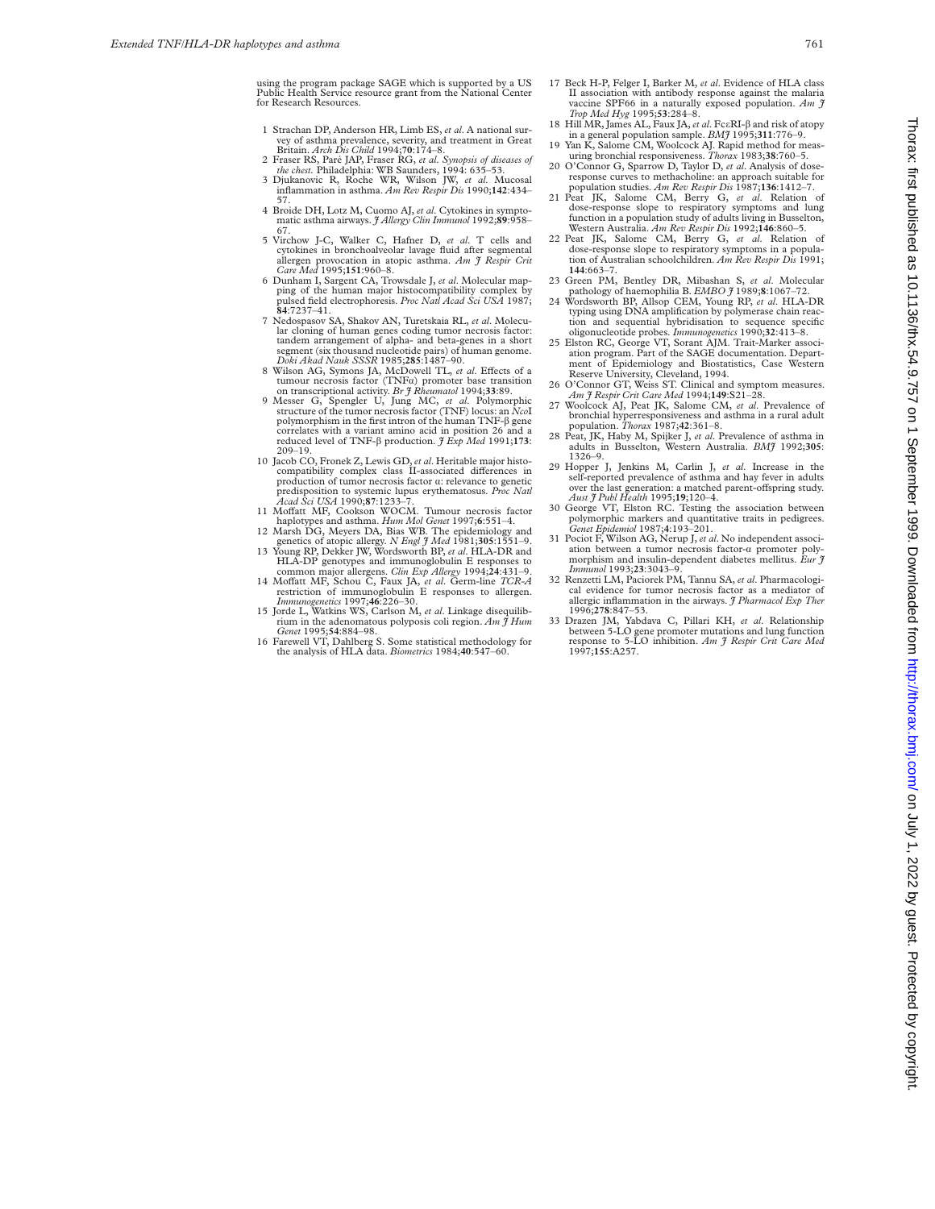using the program package SAGE which is supported by a US Public Health Service resource grant from the National Center for Research Resources.

1 Strachan DP, Anderson HR, Limb ES, *et al*. A national survey of asthma prevalence, severity, and treatment in Great Britain. *Arch Dis Child* 1994;**70**:174–8.
2 Fraser RS, Paré JAP, Fraser RG, *et al*. *Synopsis of diseases of the chest*. Philadelphia: WB Saunders, 1994: 635–53.
3 Djukanovic R, Roche WR, Wilson JW, *et al*. Mucosal inflammation in asthma. *Am Rev Respir Dis* 1990;**142**:434–57.
4 Broide DH, Lotz M, Cuomo AJ, *et al*. Cytokines in symptomatic asthma airways. *J Allergy Clin Immunol* 1992;**89**:958–67.
5 Virchow J-C, Walker C, Hafner D, *et al*. T cells and cytokines in bronchoalveolar lavage fluid after segmental allergen provocation in atopic asthma. *Am J Respir Crit Care Med* 1995;**151**:960–8.
6 Dunham I, Sargent CA, Trowsdale J, *et al*. Molecular mapping of the human major histocompatibility complex by pulsed field electrophoresis. *Proc Natl Acad Sci USA* 1987; **84**:7237–41.
7 Nedospasov SA, Shakov AN, Turetskaia RL, *et al*. Molecular cloning of human genes coding tumor necrosis factor: tandem arrangement of alpha- and beta-genes in a short segment (six thousand nucleotide pairs) of human genome. *Doki Akad Nauk SSSR* 1985;**285**:1487–90.
8 Wilson AG, Symons JA, McDowell TL, *et al*. Effects of a tumour necrosis factor (TNFα) promoter base transition on transcriptional activity. *Br J Rheumatol* 1994;**33**:89.
9 Messer G, Spengler U, Jung MC, *et al*. Polymorphic structure of the tumor necrosis factor (TNF) locus: an *Nco*I polymorphism in the first intron of the human TNF-β gene correlates with a variant amino acid in position 26 and a reduced level of TNF-β production. *J Exp Med* 1991;**173**: 209–19.
10 Jacob CO, Fronek Z, Lewis GD, *et al*. Heritable major histocompatibility complex class II-associated differences in production of tumor necrosis factor α: relevance to genetic predisposition to systemic lupus erythematosus. *Proc Natl Acad Sci USA* 1990;**87**:1233–7.
11 Moffatt MF, Cookson WOCM. Tumour necrosis factor haplotypes and asthma. *Hum Mol Genet* 1997;**6**:551–4.
12 Marsh DG, Meyers DA, Bias WB. The epidemiology and genetics of atopic allergy. *N Engl J Med* 1981;**305**:1551–9.
13 Young RP, Dekker JW, Wordsworth BP, *et al*. HLA-DR and HLA-DP genotypes and immunoglobulin E responses to common major allergens. *Clin Exp Allergy* 1994;**24**:431–9.
14 Moffatt MF, Schou C, Faux JA, *et al*. Germ-line *TCR-A* restriction of immunoglobulin E responses to allergen. *Immunogenetics* 1997;**46**:226–30.
15 Jorde L, Watkins WS, Carlson M, *et al*. Linkage disequilibrium in the adenomatous polyposis coli region. *Am J Hum Genet* 1995;**54**:884–98.
16 Farewell VT, Dahlberg S. Some statistical methodology for the analysis of HLA data. *Biometrics* 1984;**40**:547–60.
17 Beck H-P, Felger I, Barker M, *et al*. Evidence of HLA class II association with antibody response against the malaria vaccine SPF66 in a naturally exposed population. *Am J Trop Med Hyg* 1995;**53**:284–8.
18 Hill MR, James AL, Faux JA, *et al*. FcεRI-β and risk of atopy in a general population sample. *BMJ* 1995;**311**:776–9.
19 Yan K, Salome CM, Woolcock AJ. Rapid method for measuring bronchial responsiveness. *Thorax* 1983;**38**:760–5.
20 O'Connor G, Sparrow D, Taylor D, *et al*. Analysis of dose-response curves to methacholine: an approach suitable for population studies. *Am Rev Respir Dis* 1987;**136**:1412–7.
21 Peat JK, Salome CM, Berry G, *et al*. Relation of dose-response slope to respiratory symptoms and lung function in a population study of adults living in Busselton, Western Australia. *Am Rev Respir Dis* 1992;**146**:860–5.
22 Peat JK, Salome CM, Berry G, *et al*. Relation of dose-response slope to respiratory symptoms in a population of Australian schoolchildren. *Am Rev Respir Dis* 1991; **144**:663–7.
23 Green PM, Bentley DR, Mibashan S, *et al*. Molecular pathology of haemophilia B. *EMBO J* 1989;**8**:1067–72.
24 Wordsworth BP, Allsop CEM, Young RP, *et al*. HLA-DR typing using DNA amplification by polymerase chain reaction and sequential hybridisation to sequence specific oligonucleotide probes. *Immunogenetics* 1990;**32**:413–8.
25 Elston RC, George VT, Sorant AJM. Trait-Marker association program. Part of the SAGE documentation. Department of Epidemiology and Biostatistics, Case Western Reserve University, Cleveland, 1994.
26 O'Connor GT, Weiss ST. Clinical and symptom measures. *Am J Respir Crit Care Med* 1994;**149**:S21–28.
27 Woolcock AJ, Peat JK, Salome CM, *et al*. Prevalence of bronchial hyperresponsiveness and asthma in a rural adult population. *Thorax* 1987;**42**:361–8.
28 Peat, JK, Haby M, Spijker J, *et al*. Prevalence of asthma in adults in Busselton, Western Australia. *BMJ* 1992;**305**: 1326–9.
29 Hopper J, Jenkins M, Carlin J, *et al*. Increase in the self-reported prevalence of asthma and hay fever in adults over the last generation: a matched parent-offspring study. *Aust J Publ Health* 1995;**19**;120–4.
30 George VT, Elston RC. Testing the association between polymorphic markers and quantitative traits in pedigrees. *Genet Epidemiol* 1987;**4**:193–201.
31 Pociot F, Wilson AG, Nerup J, *et al*. No independent association between a tumor necrosis factor-α promoter polymorphism and insulin-dependent diabetes mellitus. *Eur J Immunol* 1993;**23**:3043–9.
32 Renzetti LM, Paciorek PM, Tannu SA, *et al*. Pharmacological evidence for tumor necrosis factor as a mediator of allergic inflammation in the airways. *J Pharmacol Exp Ther* 1996;**278**:847–53.
33 Drazen JM, Yabdava C, Pillari KH, *et al*. Relationship between 5-LO gene promoter mutations and lung function response to 5-LO inhibition. *Am J Respir Crit Care Med* 1997;**155**:A257.